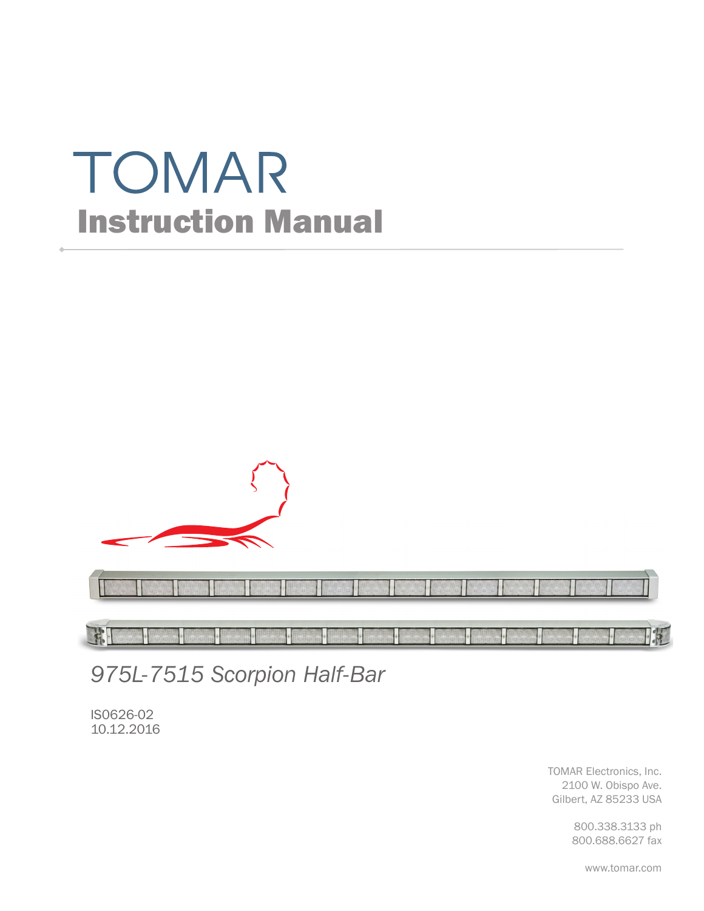# TOMAR

## Instruction Manual

*975L-7515 Scorpion Half-Bar*

IS0626-02
10.12.2016

TOMAR Electronics, Inc.
2100 W. Obispo Ave.
Gilbert, AZ 85233 USA

800.338.3133 ph
800.688.6627 fax

www.tomar.com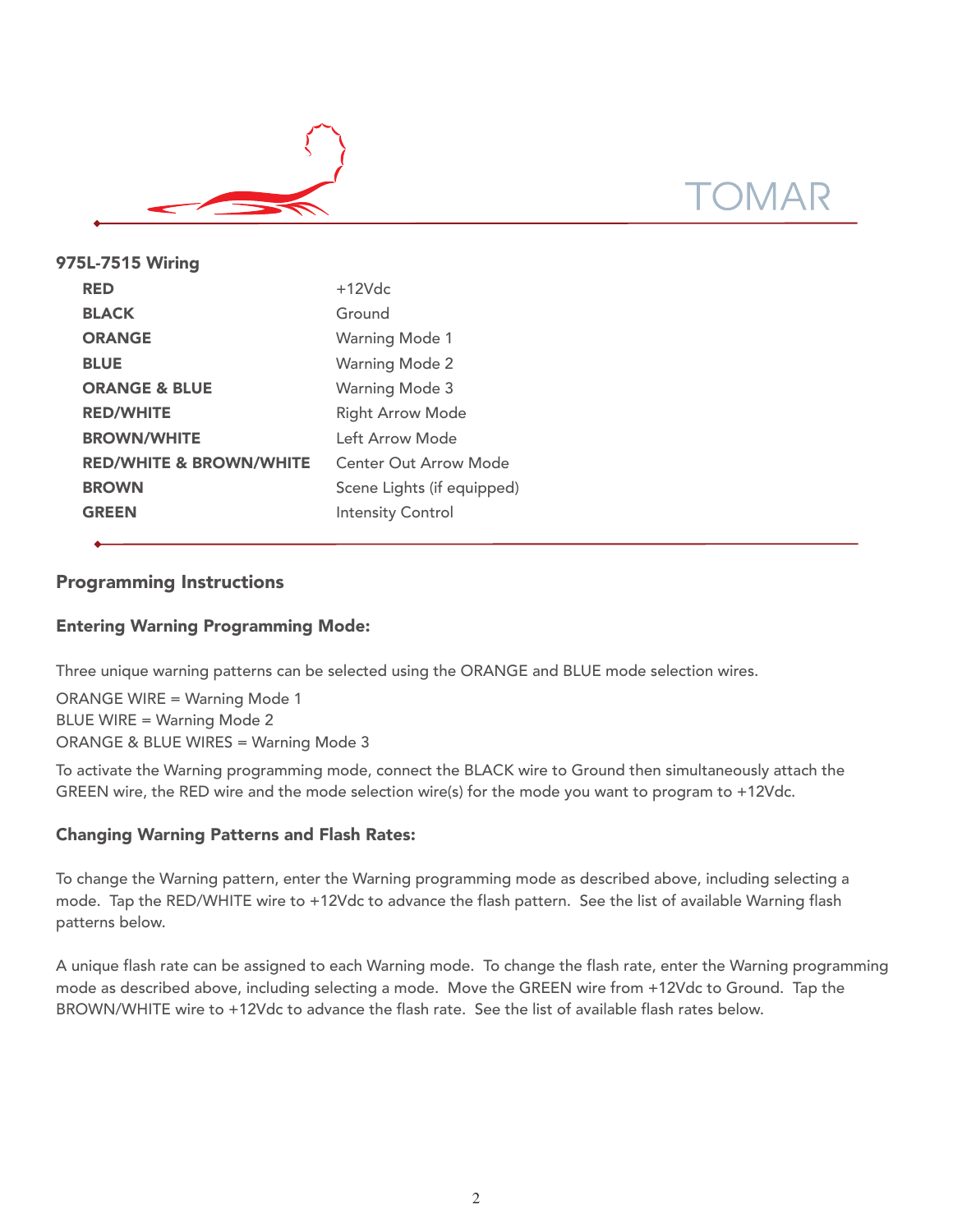## 975L-7515 Wiring

| | |
|---|---|
| **RED** | +12Vdc |
| **BLACK** | Ground |
| **ORANGE** | Warning Mode 1 |
| **BLUE** | Warning Mode 2 |
| **ORANGE & BLUE** | Warning Mode 3 |
| **RED/WHITE** | Right Arrow Mode |
| **BROWN/WHITE** | Left Arrow Mode |
| **RED/WHITE & BROWN/WHITE** | Center Out Arrow Mode |
| **BROWN** | Scene Lights (if equipped) |
| **GREEN** | Intensity Control |

## Programming Instructions

### Entering Warning Programming Mode:

Three unique warning patterns can be selected using the ORANGE and BLUE mode selection wires.

ORANGE WIRE = Warning Mode 1
BLUE WIRE = Warning Mode 2
ORANGE & BLUE WIRES = Warning Mode 3

To activate the Warning programming mode, connect the BLACK wire to Ground then simultaneously attach the GREEN wire, the RED wire and the mode selection wire(s) for the mode you want to program to +12Vdc.

### Changing Warning Patterns and Flash Rates:

To change the Warning pattern, enter the Warning programming mode as described above, including selecting a mode. Tap the RED/WHITE wire to +12Vdc to advance the flash pattern. See the list of available Warning flash patterns below.

A unique flash rate can be assigned to each Warning mode. To change the flash rate, enter the Warning programming mode as described above, including selecting a mode. Move the GREEN wire from +12Vdc to Ground. Tap the BROWN/WHITE wire to +12Vdc to advance the flash rate. See the list of available flash rates below.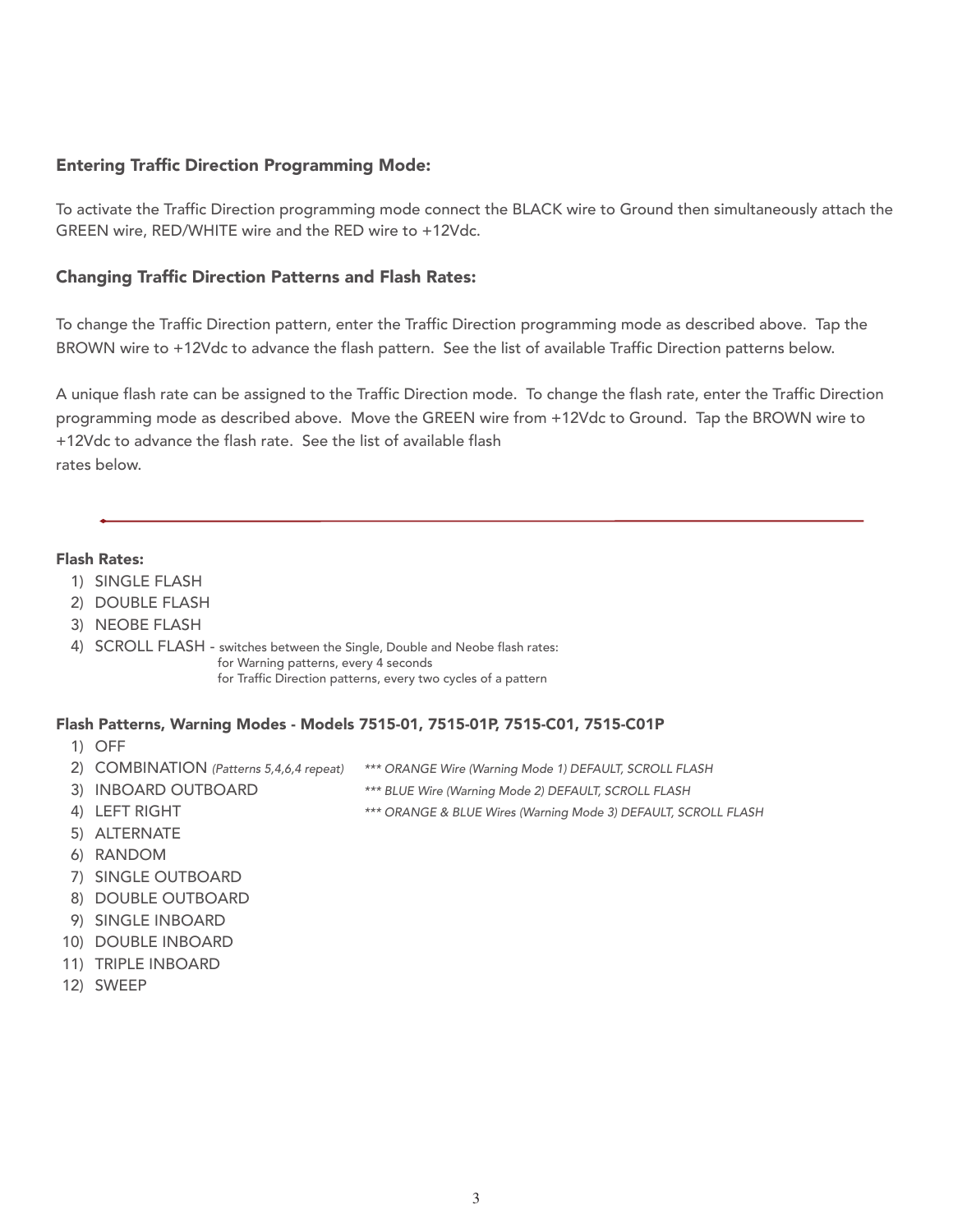### Entering Traffic Direction Programming Mode:

To activate the Traffic Direction programming mode connect the BLACK wire to Ground then simultaneously attach the GREEN wire, RED/WHITE wire and the RED wire to +12Vdc.

### Changing Traffic Direction Patterns and Flash Rates:

To change the Traffic Direction pattern, enter the Traffic Direction programming mode as described above. Tap the BROWN wire to +12Vdc to advance the flash pattern. See the list of available Traffic Direction patterns below.

A unique flash rate can be assigned to the Traffic Direction mode. To change the flash rate, enter the Traffic Direction programming mode as described above. Move the GREEN wire from +12Vdc to Ground. Tap the BROWN wire to +12Vdc to advance the flash rate. See the list of available flash rates below.

---

**Flash Rates:**

1) SINGLE FLASH
2) DOUBLE FLASH
3) NEOBE FLASH
4) SCROLL FLASH - switches between the Single, Double and Neobe flash rates:
   for Warning patterns, every 4 seconds
   for Traffic Direction patterns, every two cycles of a pattern

**Flash Patterns, Warning Modes - Models 7515-01, 7515-01P, 7515-C01, 7515-C01P**

1) OFF
2) COMBINATION *(Patterns 5,4,6,4 repeat)* *** ORANGE Wire (Warning Mode 1) DEFAULT, SCROLL FLASH*
3) INBOARD OUTBOARD *** BLUE Wire (Warning Mode 2) DEFAULT, SCROLL FLASH*
4) LEFT RIGHT *** ORANGE & BLUE Wires (Warning Mode 3) DEFAULT, SCROLL FLASH*
5) ALTERNATE
6) RANDOM
7) SINGLE OUTBOARD
8) DOUBLE OUTBOARD
9) SINGLE INBOARD
10) DOUBLE INBOARD
11) TRIPLE INBOARD
12) SWEEP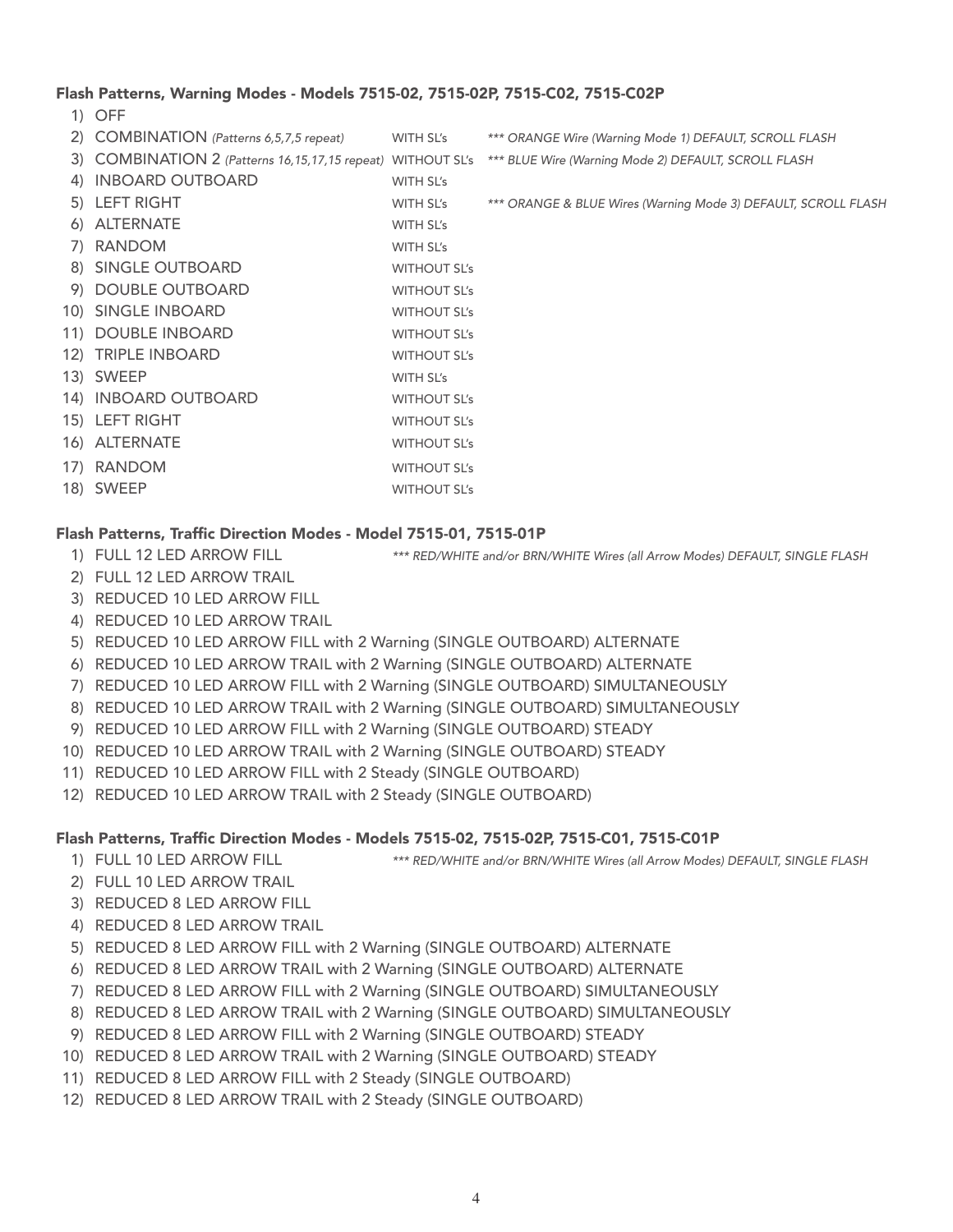### Flash Patterns, Warning Modes - Models 7515-02, 7515-02P, 7515-C02, 7515-C02P

| # | Pattern | SL's | Notes |
|---|---|---|---|
| 1) | OFF | | |
| 2) | COMBINATION *(Patterns 6,5,7,5 repeat)* | WITH SL's | *\*\*\* ORANGE Wire (Warning Mode 1) DEFAULT, SCROLL FLASH* |
| 3) | COMBINATION 2 *(Patterns 16,15,17,15 repeat)* | WITHOUT SL's | *\*\*\* BLUE Wire (Warning Mode 2) DEFAULT, SCROLL FLASH* |
| 4) | INBOARD OUTBOARD | WITH SL's | |
| 5) | LEFT RIGHT | WITH SL's | *\*\*\* ORANGE & BLUE Wires (Warning Mode 3) DEFAULT, SCROLL FLASH* |
| 6) | ALTERNATE | WITH SL's | |
| 7) | RANDOM | WITH SL's | |
| 8) | SINGLE OUTBOARD | WITHOUT SL's | |
| 9) | DOUBLE OUTBOARD | WITHOUT SL's | |
| 10) | SINGLE INBOARD | WITHOUT SL's | |
| 11) | DOUBLE INBOARD | WITHOUT SL's | |
| 12) | TRIPLE INBOARD | WITHOUT SL's | |
| 13) | SWEEP | WITH SL's | |
| 14) | INBOARD OUTBOARD | WITHOUT SL's | |
| 15) | LEFT RIGHT | WITHOUT SL's | |
| 16) | ALTERNATE | WITHOUT SL's | |
| 17) | RANDOM | WITHOUT SL's | |
| 18) | SWEEP | WITHOUT SL's | |

### Flash Patterns, Traffic Direction Modes - Model 7515-01, 7515-01P

1) FULL 12 LED ARROW FILL *\*\*\* RED/WHITE and/or BRN/WHITE Wires (all Arrow Modes) DEFAULT, SINGLE FLASH*
2) FULL 12 LED ARROW TRAIL
3) REDUCED 10 LED ARROW FILL
4) REDUCED 10 LED ARROW TRAIL
5) REDUCED 10 LED ARROW FILL with 2 Warning (SINGLE OUTBOARD) ALTERNATE
6) REDUCED 10 LED ARROW TRAIL with 2 Warning (SINGLE OUTBOARD) ALTERNATE
7) REDUCED 10 LED ARROW FILL with 2 Warning (SINGLE OUTBOARD) SIMULTANEOUSLY
8) REDUCED 10 LED ARROW TRAIL with 2 Warning (SINGLE OUTBOARD) SIMULTANEOUSLY
9) REDUCED 10 LED ARROW FILL with 2 Warning (SINGLE OUTBOARD) STEADY
10) REDUCED 10 LED ARROW TRAIL with 2 Warning (SINGLE OUTBOARD) STEADY
11) REDUCED 10 LED ARROW FILL with 2 Steady (SINGLE OUTBOARD)
12) REDUCED 10 LED ARROW TRAIL with 2 Steady (SINGLE OUTBOARD)

### Flash Patterns, Traffic Direction Modes - Models 7515-02, 7515-02P, 7515-C01, 7515-C01P

1) FULL 10 LED ARROW FILL *\*\*\* RED/WHITE and/or BRN/WHITE Wires (all Arrow Modes) DEFAULT, SINGLE FLASH*
2) FULL 10 LED ARROW TRAIL
3) REDUCED 8 LED ARROW FILL
4) REDUCED 8 LED ARROW TRAIL
5) REDUCED 8 LED ARROW FILL with 2 Warning (SINGLE OUTBOARD) ALTERNATE
6) REDUCED 8 LED ARROW TRAIL with 2 Warning (SINGLE OUTBOARD) ALTERNATE
7) REDUCED 8 LED ARROW FILL with 2 Warning (SINGLE OUTBOARD) SIMULTANEOUSLY
8) REDUCED 8 LED ARROW TRAIL with 2 Warning (SINGLE OUTBOARD) SIMULTANEOUSLY
9) REDUCED 8 LED ARROW FILL with 2 Warning (SINGLE OUTBOARD) STEADY
10) REDUCED 8 LED ARROW TRAIL with 2 Warning (SINGLE OUTBOARD) STEADY
11) REDUCED 8 LED ARROW FILL with 2 Steady (SINGLE OUTBOARD)
12) REDUCED 8 LED ARROW TRAIL with 2 Steady (SINGLE OUTBOARD)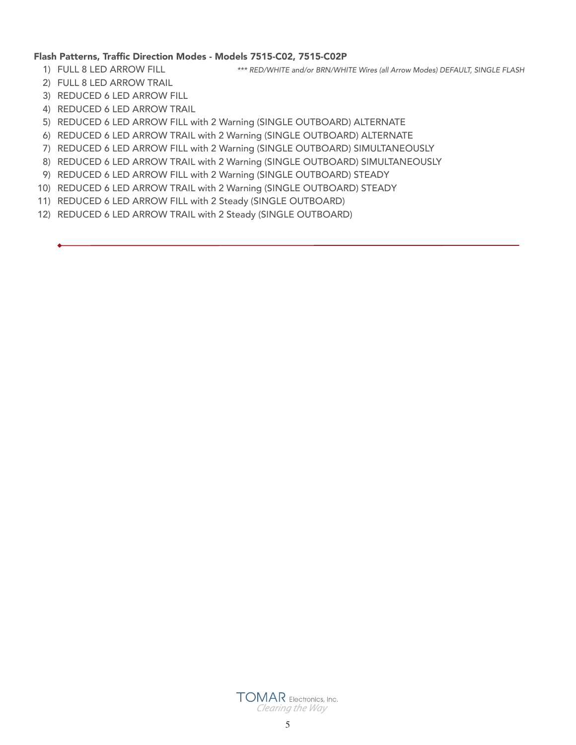**Flash Patterns, Traffic Direction Modes - Models 7515-C02, 7515-C02P**

1) FULL 8 LED ARROW FILL *** RED/WHITE and/or BRN/WHITE Wires (all Arrow Modes) DEFAULT, SINGLE FLASH*
2) FULL 8 LED ARROW TRAIL
3) REDUCED 6 LED ARROW FILL
4) REDUCED 6 LED ARROW TRAIL
5) REDUCED 6 LED ARROW FILL with 2 Warning (SINGLE OUTBOARD) ALTERNATE
6) REDUCED 6 LED ARROW TRAIL with 2 Warning (SINGLE OUTBOARD) ALTERNATE
7) REDUCED 6 LED ARROW FILL with 2 Warning (SINGLE OUTBOARD) SIMULTANEOUSLY
8) REDUCED 6 LED ARROW TRAIL with 2 Warning (SINGLE OUTBOARD) SIMULTANEOUSLY
9) REDUCED 6 LED ARROW FILL with 2 Warning (SINGLE OUTBOARD) STEADY
10) REDUCED 6 LED ARROW TRAIL with 2 Warning (SINGLE OUTBOARD) STEADY
11) REDUCED 6 LED ARROW FILL with 2 Steady (SINGLE OUTBOARD)
12) REDUCED 6 LED ARROW TRAIL with 2 Steady (SINGLE OUTBOARD)